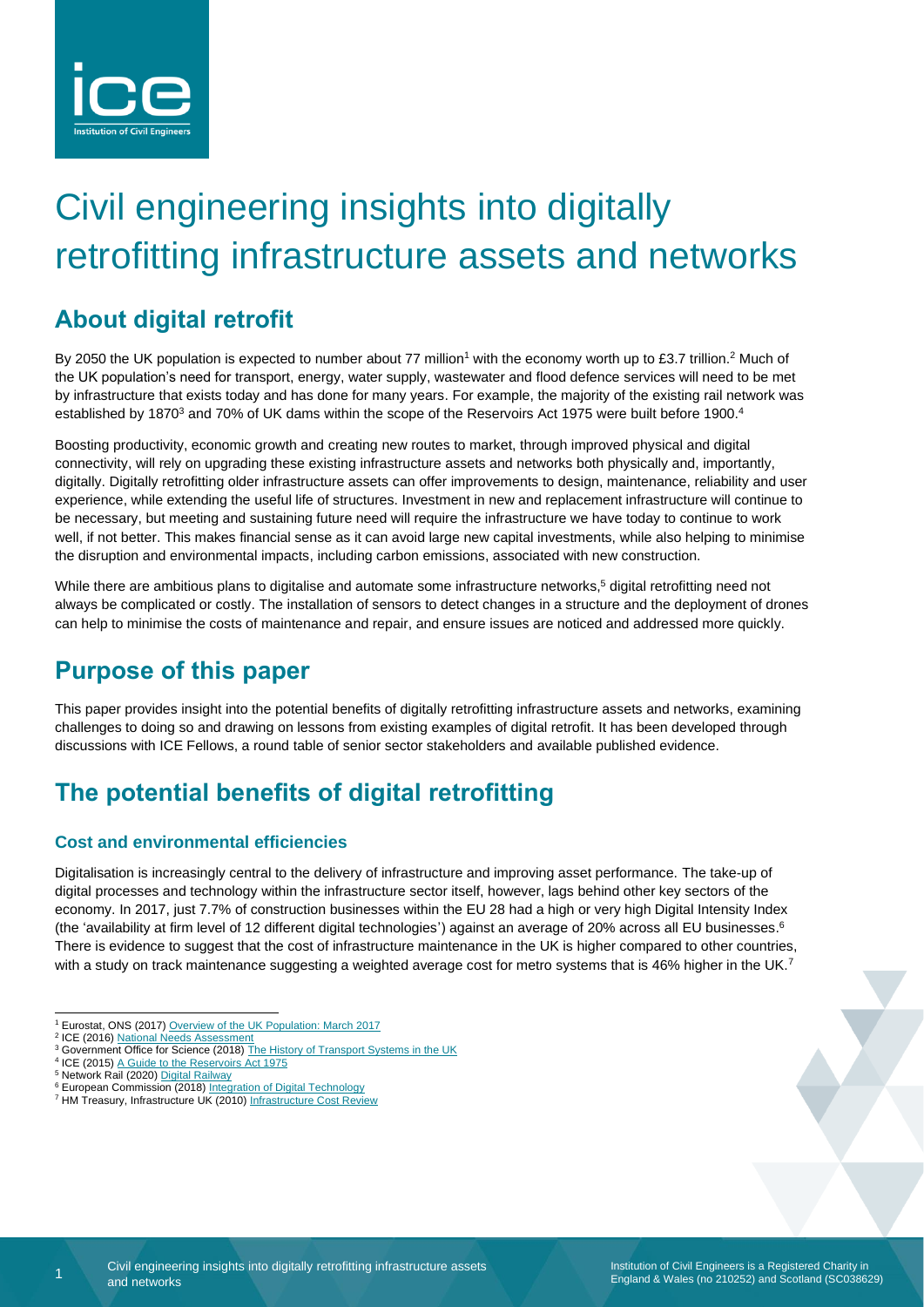# Civil engineering insights into digitally retrofitting infrastructure assets and networks

## About digital retrofit

By 2050 the UK population is expected to number about 77 million[1] with the economy worth up to £3.7 trillion.[2] Much of the UK population's need for transport, energy, water supply, wastewater and flood defence services will need to be met by infrastructure that exists today and has done for many years. For example, the majority of the existing rail network was established by 1870[3] and 70% of UK dams within the scope of the Reservoirs Act 1975 were built before 1900.[4]

Boosting productivity, economic growth and creating new routes to market, through improved physical and digital connectivity, will rely on upgrading these existing infrastructure assets and networks both physically and, importantly, digitally. Digitally retrofitting older infrastructure assets can offer improvements to design, maintenance, reliability and user experience, while extending the useful life of structures. Investment in new and replacement infrastructure will continue to be necessary, but meeting and sustaining future need will require the infrastructure we have today to continue to work well, if not better. This makes financial sense as it can avoid large new capital investments, while also helping to minimise the disruption and environmental impacts, including carbon emissions, associated with new construction.

While there are ambitious plans to digitalise and automate some infrastructure networks,[5] digital retrofitting need not always be complicated or costly. The installation of sensors to detect changes in a structure and the deployment of drones can help to minimise the costs of maintenance and repair, and ensure issues are noticed and addressed more quickly.

## Purpose of this paper

This paper provides insight into the potential benefits of digitally retrofitting infrastructure assets and networks, examining challenges to doing so and drawing on lessons from existing examples of digital retrofit. It has been developed through discussions with ICE Fellows, a round table of senior sector stakeholders and available published evidence.

## The potential benefits of digital retrofitting

### Cost and environmental efficiencies

Digitalisation is increasingly central to the delivery of infrastructure and improving asset performance. The take-up of digital processes and technology within the infrastructure sector itself, however, lags behind other key sectors of the economy. In 2017, just 7.7% of construction businesses within the EU 28 had a high or very high Digital Intensity Index (the 'availability at firm level of 12 different digital technologies') against an average of 20% across all EU businesses.[6] There is evidence to suggest that the cost of infrastructure maintenance in the UK is higher compared to other countries, with a study on track maintenance suggesting a weighted average cost for metro systems that is 46% higher in the UK.[7]

---

[1] Eurostat, ONS (2017) Overview of the UK Population: March 2017
[2] ICE (2016) National Needs Assessment
[3] Government Office for Science (2018) The History of Transport Systems in the UK
[4] ICE (2015) A Guide to the Reservoirs Act 1975
[5] Network Rail (2020) Digital Railway
[6] European Commission (2018) Integration of Digital Technology
[7] HM Treasury, Infrastructure UK (2010) Infrastructure Cost Review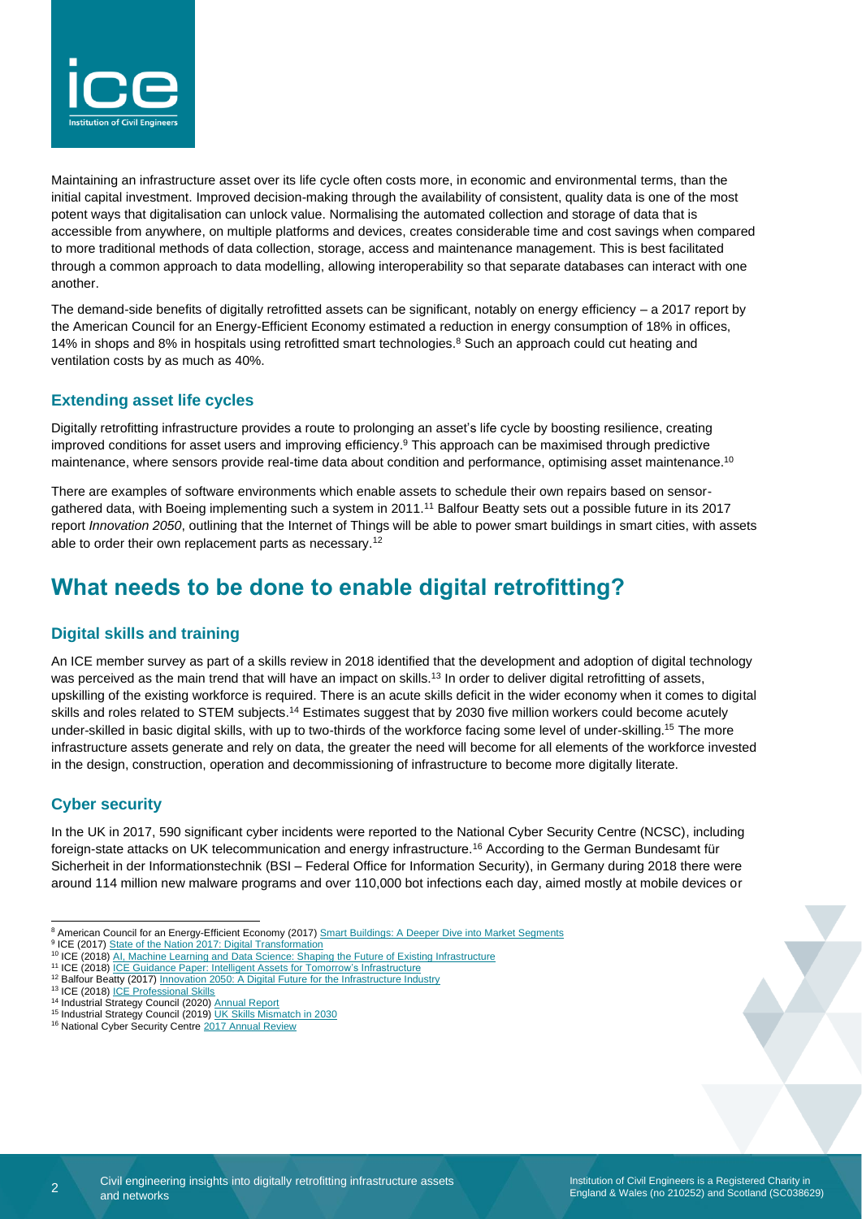Maintaining an infrastructure asset over its life cycle often costs more, in economic and environmental terms, than the initial capital investment. Improved decision-making through the availability of consistent, quality data is one of the most potent ways that digitalisation can unlock value. Normalising the automated collection and storage of data that is accessible from anywhere, on multiple platforms and devices, creates considerable time and cost savings when compared to more traditional methods of data collection, storage, access and maintenance management. This is best facilitated through a common approach to data modelling, allowing interoperability so that separate databases can interact with one another.

The demand-side benefits of digitally retrofitted assets can be significant, notably on energy efficiency – a 2017 report by the American Council for an Energy-Efficient Economy estimated a reduction in energy consumption of 18% in offices, 14% in shops and 8% in hospitals using retrofitted smart technologies.[8] Such an approach could cut heating and ventilation costs by as much as 40%.

### Extending asset life cycles

Digitally retrofitting infrastructure provides a route to prolonging an asset's life cycle by boosting resilience, creating improved conditions for asset users and improving efficiency.[9] This approach can be maximised through predictive maintenance, where sensors provide real-time data about condition and performance, optimising asset maintenance.[10]

There are examples of software environments which enable assets to schedule their own repairs based on sensor-gathered data, with Boeing implementing such a system in 2011.[11] Balfour Beatty sets out a possible future in its 2017 report *Innovation 2050*, outlining that the Internet of Things will be able to power smart buildings in smart cities, with assets able to order their own replacement parts as necessary.[12]

## What needs to be done to enable digital retrofitting?

### Digital skills and training

An ICE member survey as part of a skills review in 2018 identified that the development and adoption of digital technology was perceived as the main trend that will have an impact on skills.[13] In order to deliver digital retrofitting of assets, upskilling of the existing workforce is required. There is an acute skills deficit in the wider economy when it comes to digital skills and roles related to STEM subjects.[14] Estimates suggest that by 2030 five million workers could become acutely under-skilled in basic digital skills, with up to two-thirds of the workforce facing some level of under-skilling.[15] The more infrastructure assets generate and rely on data, the greater the need will become for all elements of the workforce invested in the design, construction, operation and decommissioning of infrastructure to become more digitally literate.

### Cyber security

In the UK in 2017, 590 significant cyber incidents were reported to the National Cyber Security Centre (NCSC), including foreign-state attacks on UK telecommunication and energy infrastructure.[16] According to the German Bundesamt für Sicherheit in der Informationstechnik (BSI – Federal Office for Information Security), in Germany during 2018 there were around 114 million new malware programs and over 110,000 bot infections each day, aimed mostly at mobile devices or

---

[8] American Council for an Energy-Efficient Economy (2017) Smart Buildings: A Deeper Dive into Market Segments
[9] ICE (2017) State of the Nation 2017: Digital Transformation
[10] ICE (2018) AI, Machine Learning and Data Science: Shaping the Future of Existing Infrastructure
[11] ICE (2018) ICE Guidance Paper: Intelligent Assets for Tomorrow's Infrastructure
[12] Balfour Beatty (2017) Innovation 2050: A Digital Future for the Infrastructure Industry
[13] ICE (2018) ICE Professional Skills
[14] Industrial Strategy Council (2020) Annual Report
[15] Industrial Strategy Council (2019) UK Skills Mismatch in 2030
[16] National Cyber Security Centre 2017 Annual Review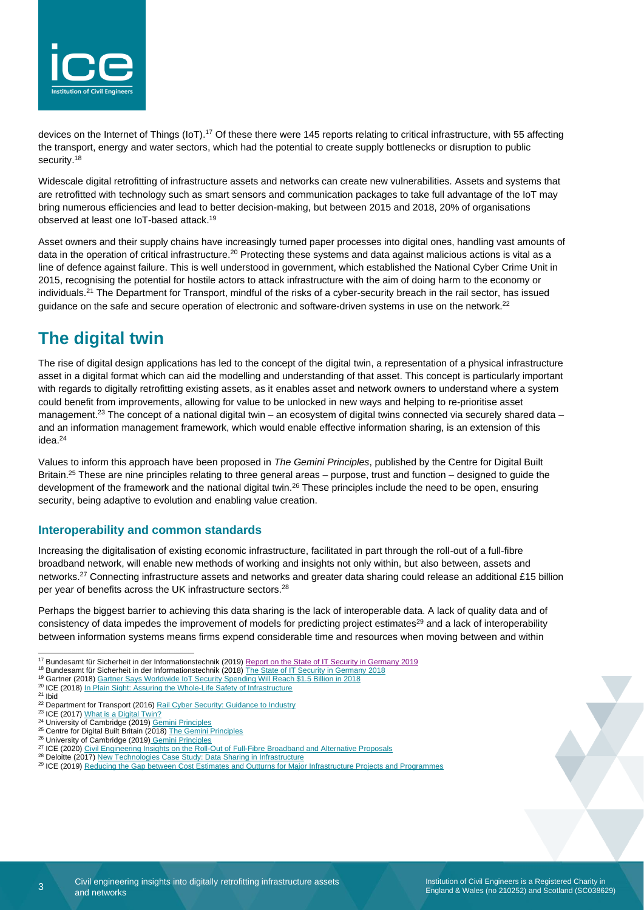devices on the Internet of Things (IoT).[17] Of these there were 145 reports relating to critical infrastructure, with 55 affecting the transport, energy and water sectors, which had the potential to create supply bottlenecks or disruption to public security.[18]

Widescale digital retrofitting of infrastructure assets and networks can create new vulnerabilities. Assets and systems that are retrofitted with technology such as smart sensors and communication packages to take full advantage of the IoT may bring numerous efficiencies and lead to better decision-making, but between 2015 and 2018, 20% of organisations observed at least one IoT-based attack.[19]

Asset owners and their supply chains have increasingly turned paper processes into digital ones, handling vast amounts of data in the operation of critical infrastructure.[20] Protecting these systems and data against malicious actions is vital as a line of defence against failure. This is well understood in government, which established the National Cyber Crime Unit in 2015, recognising the potential for hostile actors to attack infrastructure with the aim of doing harm to the economy or individuals.[21] The Department for Transport, mindful of the risks of a cyber-security breach in the rail sector, has issued guidance on the safe and secure operation of electronic and software-driven systems in use on the network.[22]

# The digital twin

The rise of digital design applications has led to the concept of the digital twin, a representation of a physical infrastructure asset in a digital format which can aid the modelling and understanding of that asset. This concept is particularly important with regards to digitally retrofitting existing assets, as it enables asset and network owners to understand where a system could benefit from improvements, allowing for value to be unlocked in new ways and helping to re-prioritise asset management.[23] The concept of a national digital twin – an ecosystem of digital twins connected via securely shared data – and an information management framework, which would enable effective information sharing, is an extension of this idea.[24]

Values to inform this approach have been proposed in *The Gemini Principles*, published by the Centre for Digital Built Britain.[25] These are nine principles relating to three general areas – purpose, trust and function – designed to guide the development of the framework and the national digital twin.[26] These principles include the need to be open, ensuring security, being adaptive to evolution and enabling value creation.

## Interoperability and common standards

Increasing the digitalisation of existing economic infrastructure, facilitated in part through the roll-out of a full-fibre broadband network, will enable new methods of working and insights not only within, but also between, assets and networks.[27] Connecting infrastructure assets and networks and greater data sharing could release an additional £15 billion per year of benefits across the UK infrastructure sectors.[28]

Perhaps the biggest barrier to achieving this data sharing is the lack of interoperable data. A lack of quality data and of consistency of data impedes the improvement of models for predicting project estimates[29] and a lack of interoperability between information systems means firms expend considerable time and resources when moving between and within

---

[17] Bundesamt für Sicherheit in der Informationstechnik (2019) Report on the State of IT Security in Germany 2019
[18] Bundesamt für Sicherheit in der Informationstechnik (2018) The State of IT Security in Germany 2018
[19] Gartner (2018) Gartner Says Worldwide IoT Security Spending Will Reach $1.5 Billion in 2018
[20] ICE (2018) In Plain Sight: Assuring the Whole-Life Safety of Infrastructure
[21] Ibid
[22] Department for Transport (2016) Rail Cyber Security: Guidance to Industry
[23] ICE (2017) What is a Digital Twin?
[24] University of Cambridge (2019) Gemini Principles
[25] Centre for Digital Built Britain (2018) The Gemini Principles
[26] University of Cambridge (2019) Gemini Principles
[27] ICE (2020) Civil Engineering Insights on the Roll-Out of Full-Fibre Broadband and Alternative Proposals
[28] Deloitte (2017) New Technologies Case Study: Data Sharing in Infrastructure
[29] ICE (2019) Reducing the Gap between Cost Estimates and Outturns for Major Infrastructure Projects and Programmes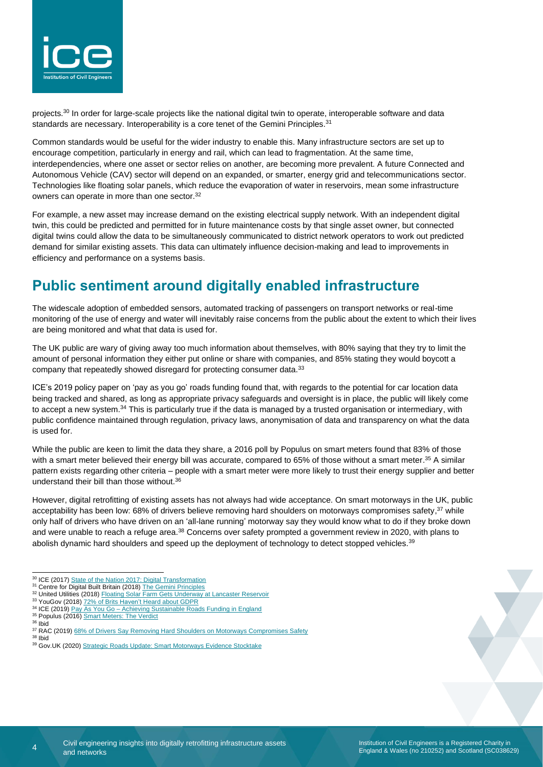projects.[30] In order for large-scale projects like the national digital twin to operate, interoperable software and data standards are necessary. Interoperability is a core tenet of the Gemini Principles.[31]

Common standards would be useful for the wider industry to enable this. Many infrastructure sectors are set up to encourage competition, particularly in energy and rail, which can lead to fragmentation. At the same time, interdependencies, where one asset or sector relies on another, are becoming more prevalent. A future Connected and Autonomous Vehicle (CAV) sector will depend on an expanded, or smarter, energy grid and telecommunications sector. Technologies like floating solar panels, which reduce the evaporation of water in reservoirs, mean some infrastructure owners can operate in more than one sector.[32]

For example, a new asset may increase demand on the existing electrical supply network. With an independent digital twin, this could be predicted and permitted for in future maintenance costs by that single asset owner, but connected digital twins could allow the data to be simultaneously communicated to district network operators to work out predicted demand for similar existing assets. This data can ultimately influence decision-making and lead to improvements in efficiency and performance on a systems basis.

## Public sentiment around digitally enabled infrastructure

The widescale adoption of embedded sensors, automated tracking of passengers on transport networks or real-time monitoring of the use of energy and water will inevitably raise concerns from the public about the extent to which their lives are being monitored and what that data is used for.

The UK public are wary of giving away too much information about themselves, with 80% saying that they try to limit the amount of personal information they either put online or share with companies, and 85% stating they would boycott a company that repeatedly showed disregard for protecting consumer data.[33]

ICE's 2019 policy paper on 'pay as you go' roads funding found that, with regards to the potential for car location data being tracked and shared, as long as appropriate privacy safeguards and oversight is in place, the public will likely come to accept a new system.[34] This is particularly true if the data is managed by a trusted organisation or intermediary, with public confidence maintained through regulation, privacy laws, anonymisation of data and transparency on what the data is used for.

While the public are keen to limit the data they share, a 2016 poll by Populus on smart meters found that 83% of those with a smart meter believed their energy bill was accurate, compared to 65% of those without a smart meter.[35] A similar pattern exists regarding other criteria – people with a smart meter were more likely to trust their energy supplier and better understand their bill than those without.[36]

However, digital retrofitting of existing assets has not always had wide acceptance. On smart motorways in the UK, public acceptability has been low: 68% of drivers believe removing hard shoulders on motorways compromises safety,[37] while only half of drivers who have driven on an 'all-lane running' motorway say they would know what to do if they broke down and were unable to reach a refuge area.[38] Concerns over safety prompted a government review in 2020, with plans to abolish dynamic hard shoulders and speed up the deployment of technology to detect stopped vehicles.[39]

---

[30] ICE (2017) State of the Nation 2017: Digital Transformation
[31] Centre for Digital Built Britain (2018) The Gemini Principles
[32] United Utilities (2018) Floating Solar Farm Gets Underway at Lancaster Reservoir
[33] YouGov (2018) 72% of Brits Haven't Heard about GDPR
[34] ICE (2019) Pay As You Go – Achieving Sustainable Roads Funding in England
[35] Populus (2016) Smart Meters: The Verdict
[36] Ibid
[37] RAC (2019) 68% of Drivers Say Removing Hard Shoulders on Motorways Compromises Safety
[38] Ibid
[39] Gov.UK (2020) Strategic Roads Update: Smart Motorways Evidence Stocktake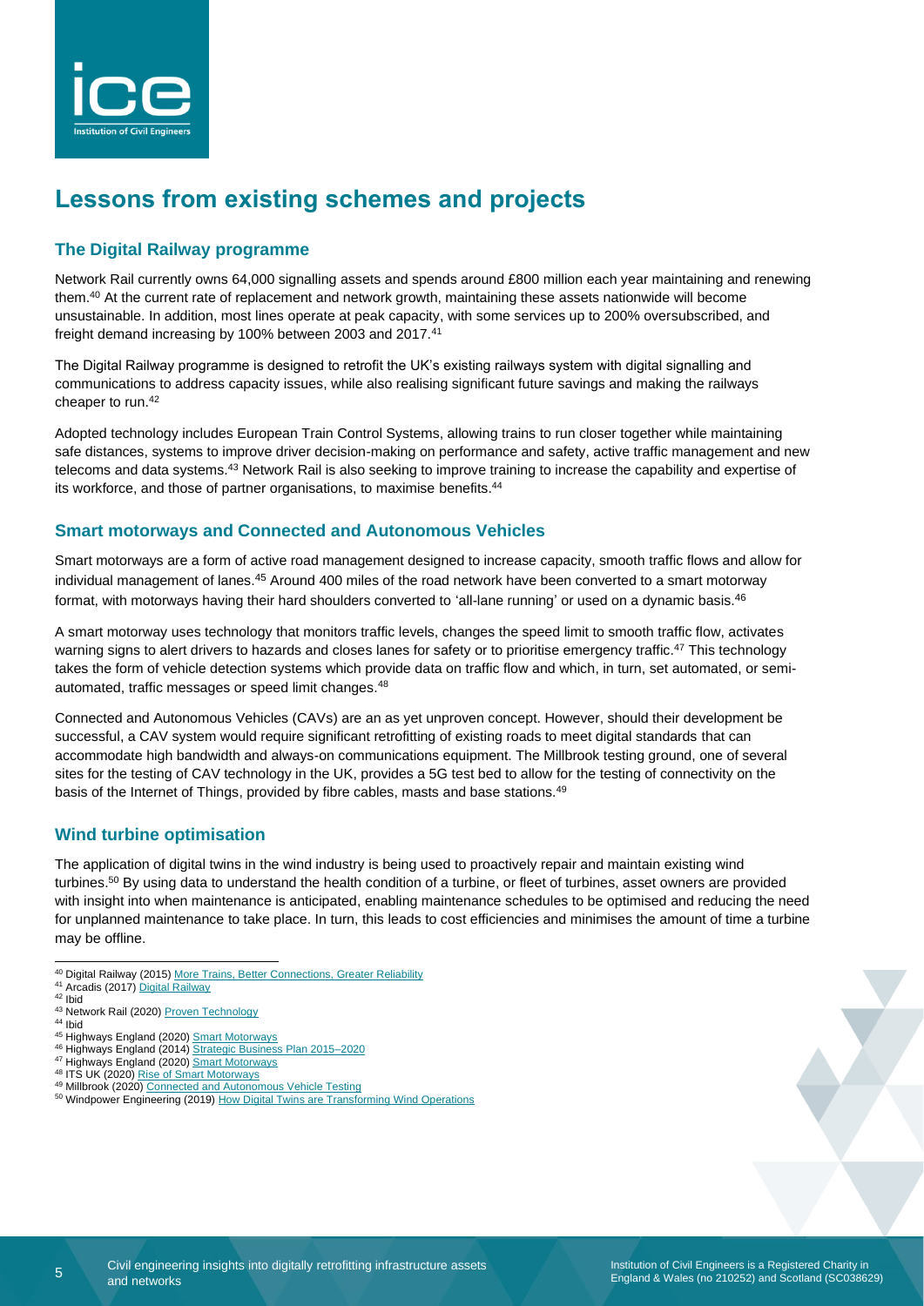# Lessons from existing schemes and projects

## The Digital Railway programme

Network Rail currently owns 64,000 signalling assets and spends around £800 million each year maintaining and renewing them.[40] At the current rate of replacement and network growth, maintaining these assets nationwide will become unsustainable. In addition, most lines operate at peak capacity, with some services up to 200% oversubscribed, and freight demand increasing by 100% between 2003 and 2017.[41]

The Digital Railway programme is designed to retrofit the UK's existing railways system with digital signalling and communications to address capacity issues, while also realising significant future savings and making the railways cheaper to run.[42]

Adopted technology includes European Train Control Systems, allowing trains to run closer together while maintaining safe distances, systems to improve driver decision-making on performance and safety, active traffic management and new telecoms and data systems.[43] Network Rail is also seeking to improve training to increase the capability and expertise of its workforce, and those of partner organisations, to maximise benefits.[44]

## Smart motorways and Connected and Autonomous Vehicles

Smart motorways are a form of active road management designed to increase capacity, smooth traffic flows and allow for individual management of lanes.[45] Around 400 miles of the road network have been converted to a smart motorway format, with motorways having their hard shoulders converted to 'all-lane running' or used on a dynamic basis.[46]

A smart motorway uses technology that monitors traffic levels, changes the speed limit to smooth traffic flow, activates warning signs to alert drivers to hazards and closes lanes for safety or to prioritise emergency traffic.[47] This technology takes the form of vehicle detection systems which provide data on traffic flow and which, in turn, set automated, or semi-automated, traffic messages or speed limit changes.[48]

Connected and Autonomous Vehicles (CAVs) are an as yet unproven concept. However, should their development be successful, a CAV system would require significant retrofitting of existing roads to meet digital standards that can accommodate high bandwidth and always-on communications equipment. The Millbrook testing ground, one of several sites for the testing of CAV technology in the UK, provides a 5G test bed to allow for the testing of connectivity on the basis of the Internet of Things, provided by fibre cables, masts and base stations.[49]

## Wind turbine optimisation

The application of digital twins in the wind industry is being used to proactively repair and maintain existing wind turbines.[50] By using data to understand the health condition of a turbine, or fleet of turbines, asset owners are provided with insight into when maintenance is anticipated, enabling maintenance schedules to be optimised and reducing the need for unplanned maintenance to take place. In turn, this leads to cost efficiencies and minimises the amount of time a turbine may be offline.

---

[40] Digital Railway (2015) More Trains, Better Connections, Greater Reliability
[41] Arcadis (2017) Digital Railway
[42] Ibid
[43] Network Rail (2020) Proven Technology
[44] Ibid
[45] Highways England (2020) Smart Motorways
[46] Highways England (2014) Strategic Business Plan 2015–2020
[47] Highways England (2020) Smart Motorways
[48] ITS UK (2020) Rise of Smart Motorways
[49] Millbrook (2020) Connected and Autonomous Vehicle Testing
[50] Windpower Engineering (2019) How Digital Twins are Transforming Wind Operations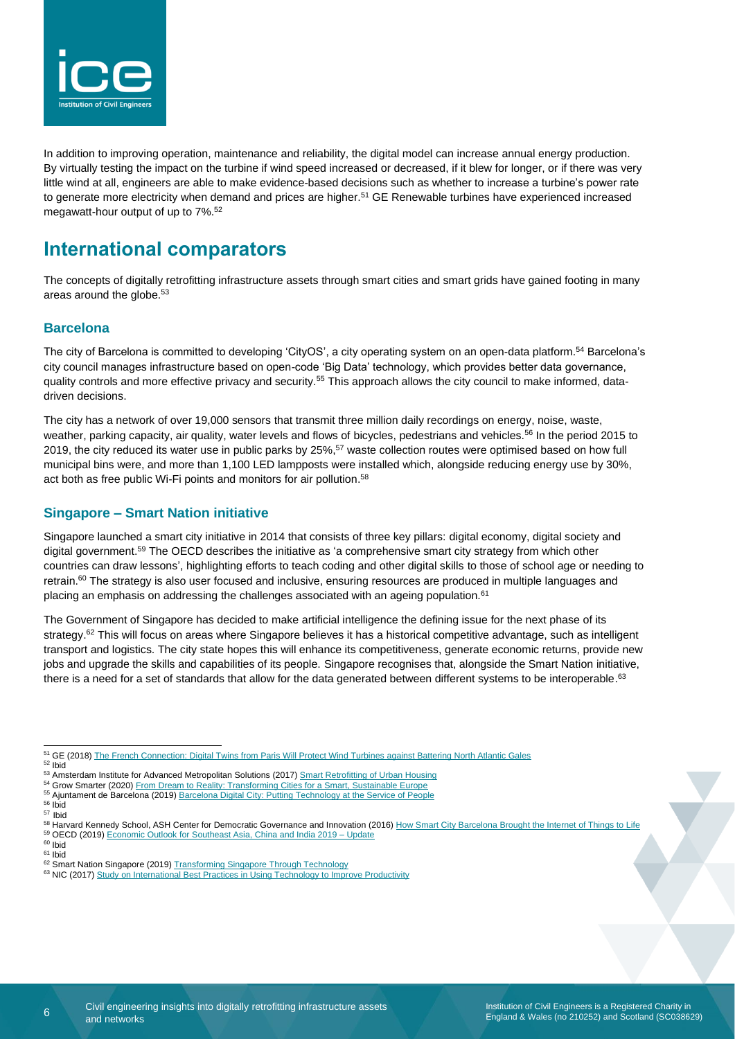In addition to improving operation, maintenance and reliability, the digital model can increase annual energy production. By virtually testing the impact on the turbine if wind speed increased or decreased, if it blew for longer, or if there was very little wind at all, engineers are able to make evidence-based decisions such as whether to increase a turbine's power rate to generate more electricity when demand and prices are higher.[51] GE Renewable turbines have experienced increased megawatt-hour output of up to 7%.[52]

# International comparators

The concepts of digitally retrofitting infrastructure assets through smart cities and smart grids have gained footing in many areas around the globe.[53]

## Barcelona

The city of Barcelona is committed to developing 'CityOS', a city operating system on an open-data platform.[54] Barcelona's city council manages infrastructure based on open-code 'Big Data' technology, which provides better data governance, quality controls and more effective privacy and security.[55] This approach allows the city council to make informed, data-driven decisions.

The city has a network of over 19,000 sensors that transmit three million daily recordings on energy, noise, waste, weather, parking capacity, air quality, water levels and flows of bicycles, pedestrians and vehicles.[56] In the period 2015 to 2019, the city reduced its water use in public parks by 25%,[57] waste collection routes were optimised based on how full municipal bins were, and more than 1,100 LED lampposts were installed which, alongside reducing energy use by 30%, act both as free public Wi-Fi points and monitors for air pollution.[58]

## Singapore – Smart Nation initiative

Singapore launched a smart city initiative in 2014 that consists of three key pillars: digital economy, digital society and digital government.[59] The OECD describes the initiative as 'a comprehensive smart city strategy from which other countries can draw lessons', highlighting efforts to teach coding and other digital skills to those of school age or needing to retrain.[60] The strategy is also user focused and inclusive, ensuring resources are produced in multiple languages and placing an emphasis on addressing the challenges associated with an ageing population.[61]

The Government of Singapore has decided to make artificial intelligence the defining issue for the next phase of its strategy.[62] This will focus on areas where Singapore believes it has a historical competitive advantage, such as intelligent transport and logistics. The city state hopes this will enhance its competitiveness, generate economic returns, provide new jobs and upgrade the skills and capabilities of its people. Singapore recognises that, alongside the Smart Nation initiative, there is a need for a set of standards that allow for the data generated between different systems to be interoperable.[63]

---

[51] GE (2018) The French Connection: Digital Twins from Paris Will Protect Wind Turbines against Battering North Atlantic Gales
[52] Ibid
[53] Amsterdam Institute for Advanced Metropolitan Solutions (2017) Smart Retrofitting of Urban Housing
[54] Grow Smarter (2020) From Dream to Reality: Transforming Cities for a Smart, Sustainable Europe
[55] Ajuntament de Barcelona (2019) Barcelona Digital City: Putting Technology at the Service of People
[56] Ibid
[57] Ibid
[58] Harvard Kennedy School, ASH Center for Democratic Governance and Innovation (2016) How Smart City Barcelona Brought the Internet of Things to Life
[59] OECD (2019) Economic Outlook for Southeast Asia, China and India 2019 – Update
[60] Ibid
[61] Ibid
[62] Smart Nation Singapore (2019) Transforming Singapore Through Technology
[63] NIC (2017) Study on International Best Practices in Using Technology to Improve Productivity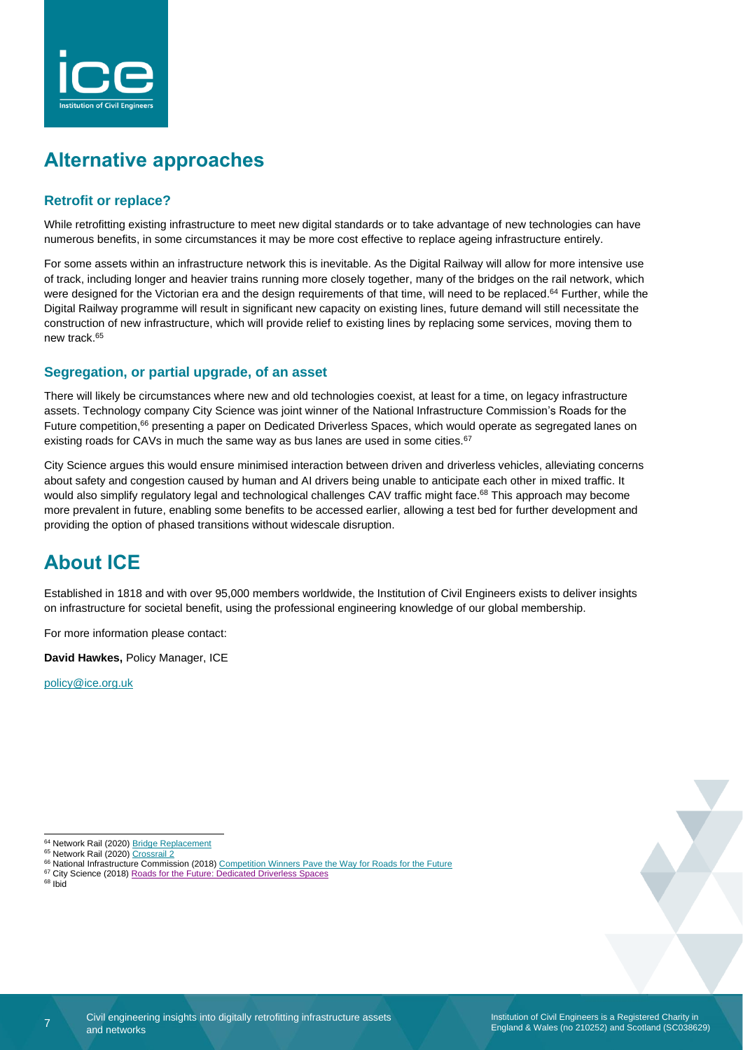## Alternative approaches

### Retrofit or replace?

While retrofitting existing infrastructure to meet new digital standards or to take advantage of new technologies can have numerous benefits, in some circumstances it may be more cost effective to replace ageing infrastructure entirely.

For some assets within an infrastructure network this is inevitable. As the Digital Railway will allow for more intensive use of track, including longer and heavier trains running more closely together, many of the bridges on the rail network, which were designed for the Victorian era and the design requirements of that time, will need to be replaced.[64] Further, while the Digital Railway programme will result in significant new capacity on existing lines, future demand will still necessitate the construction of new infrastructure, which will provide relief to existing lines by replacing some services, moving them to new track.[65]

### Segregation, or partial upgrade, of an asset

There will likely be circumstances where new and old technologies coexist, at least for a time, on legacy infrastructure assets. Technology company City Science was joint winner of the National Infrastructure Commission's Roads for the Future competition,[66] presenting a paper on Dedicated Driverless Spaces, which would operate as segregated lanes on existing roads for CAVs in much the same way as bus lanes are used in some cities.[67]

City Science argues this would ensure minimised interaction between driven and driverless vehicles, alleviating concerns about safety and congestion caused by human and AI drivers being unable to anticipate each other in mixed traffic. It would also simplify regulatory legal and technological challenges CAV traffic might face.[68] This approach may become more prevalent in future, enabling some benefits to be accessed earlier, allowing a test bed for further development and providing the option of phased transitions without widescale disruption.

## About ICE

Established in 1818 and with over 95,000 members worldwide, the Institution of Civil Engineers exists to deliver insights on infrastructure for societal benefit, using the professional engineering knowledge of our global membership.

For more information please contact:

**David Hawkes,** Policy Manager, ICE

policy@ice.org.uk

---

[64] Network Rail (2020) Bridge Replacement
[65] Network Rail (2020) Crossrail 2
[66] National Infrastructure Commission (2018) Competition Winners Pave the Way for Roads for the Future
[67] City Science (2018) Roads for the Future: Dedicated Driverless Spaces
[68] Ibid